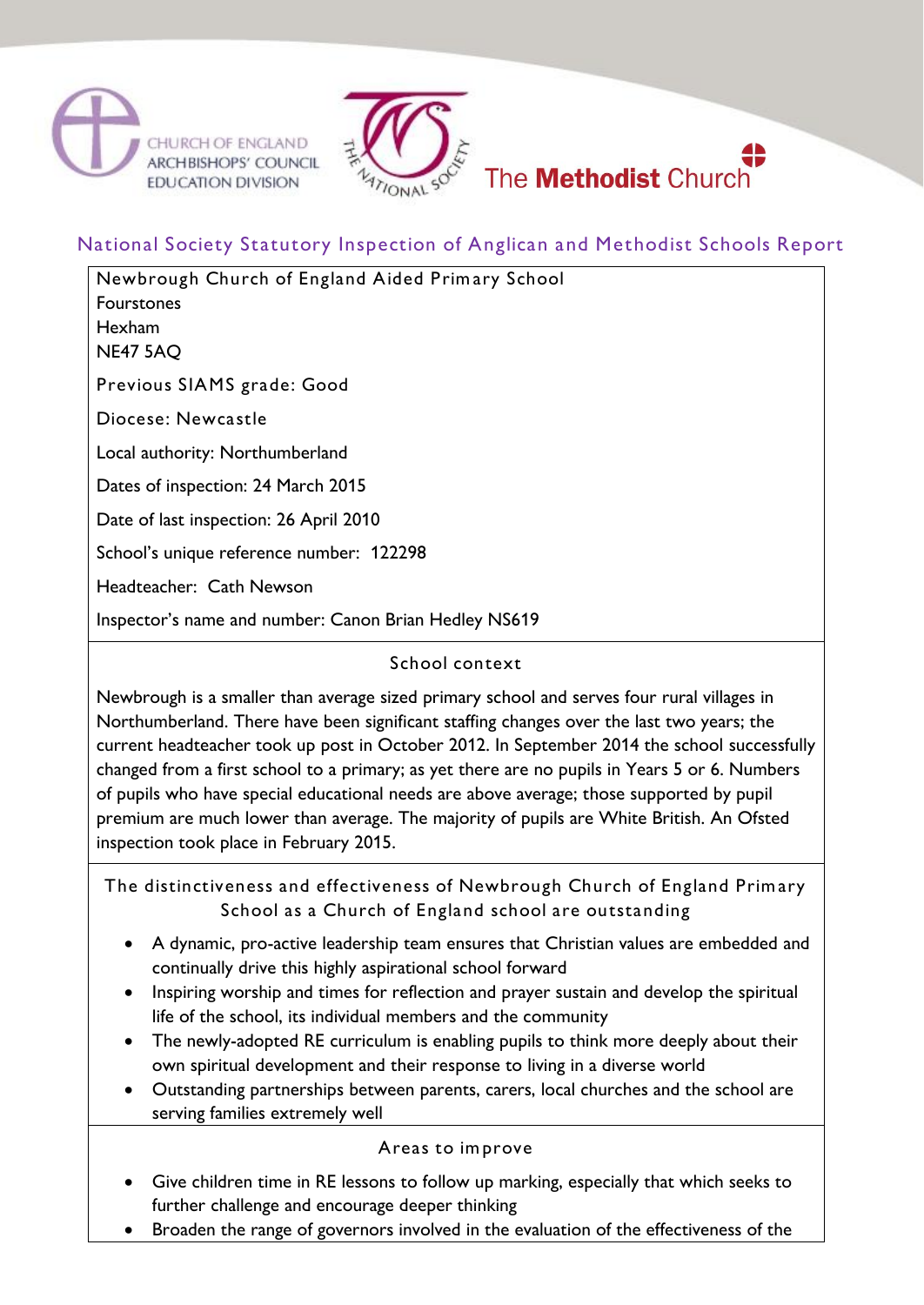CHURCH OF ENGLAND
ARCHBISHOPS' COUNCIL
EDUCATION DIVISION

THE NATIONAL SOCIETY

The **Methodist** Church

## National Society Statutory Inspection of Anglican and Methodist Schools Report

Newbrough Church of England Aided Primary School
Fourstones
Hexham
NE47 5AQ

Previous SIAMS grade: Good

Diocese: Newcastle

Local authority: Northumberland

Dates of inspection: 24 March 2015

Date of last inspection: 26 April 2010

School's unique reference number: 122298

Headteacher: Cath Newson

Inspector's name and number: Canon Brian Hedley NS619

### School context

Newbrough is a smaller than average sized primary school and serves four rural villages in Northumberland. There have been significant staffing changes over the last two years; the current headteacher took up post in October 2012. In September 2014 the school successfully changed from a first school to a primary; as yet there are no pupils in Years 5 or 6. Numbers of pupils who have special educational needs are above average; those supported by pupil premium are much lower than average. The majority of pupils are White British. An Ofsted inspection took place in February 2015.

### The distinctiveness and effectiveness of Newbrough Church of England Primary School as a Church of England school are outstanding

- A dynamic, pro-active leadership team ensures that Christian values are embedded and continually drive this highly aspirational school forward
- Inspiring worship and times for reflection and prayer sustain and develop the spiritual life of the school, its individual members and the community
- The newly-adopted RE curriculum is enabling pupils to think more deeply about their own spiritual development and their response to living in a diverse world
- Outstanding partnerships between parents, carers, local churches and the school are serving families extremely well

### Areas to improve

- Give children time in RE lessons to follow up marking, especially that which seeks to further challenge and encourage deeper thinking
- Broaden the range of governors involved in the evaluation of the effectiveness of the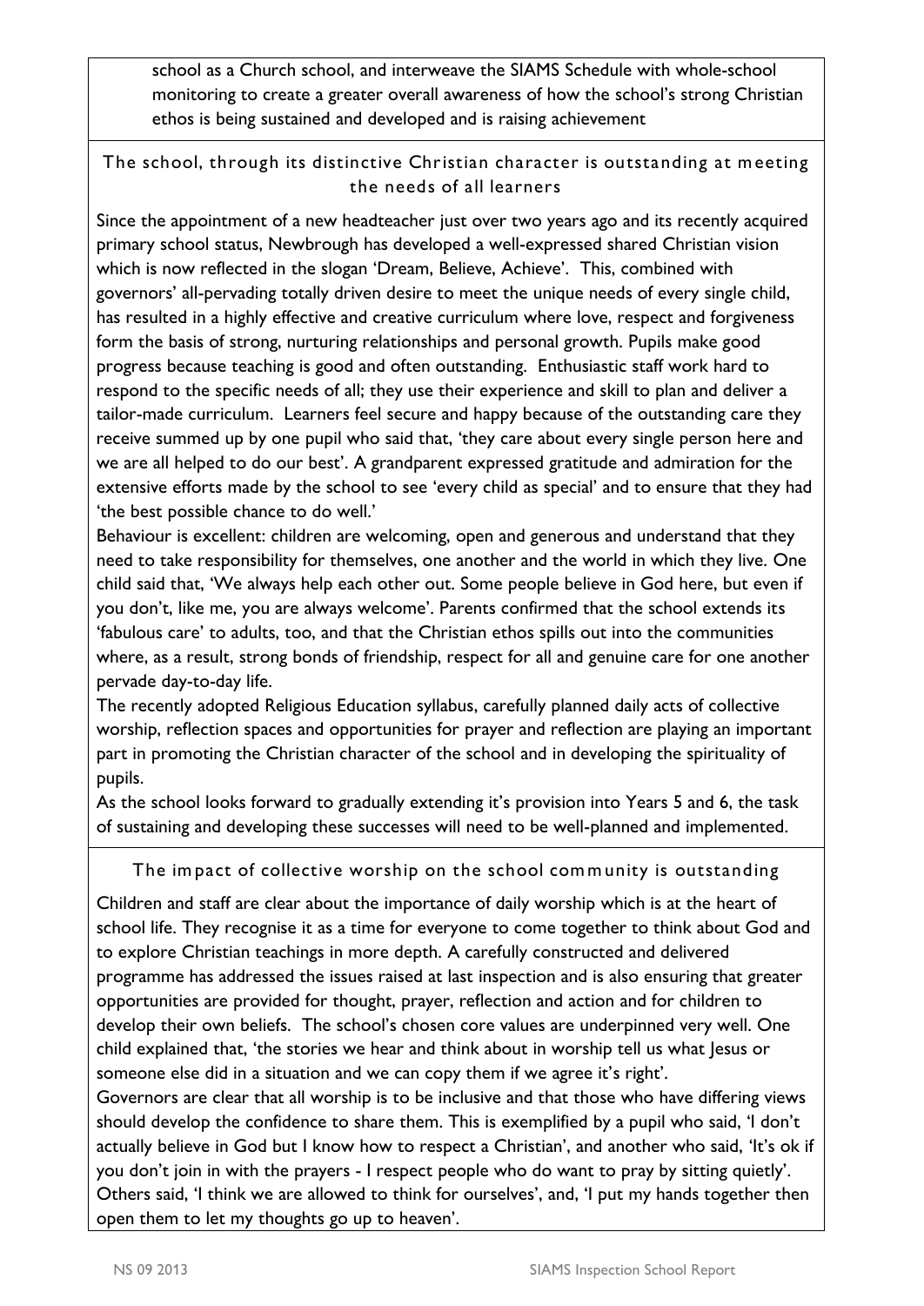school as a Church school, and interweave the SIAMS Schedule with whole-school monitoring to create a greater overall awareness of how the school's strong Christian ethos is being sustained and developed and is raising achievement

## The school, through its distinctive Christian character is outstanding at meeting the needs of all learners

Since the appointment of a new headteacher just over two years ago and its recently acquired primary school status, Newbrough has developed a well-expressed shared Christian vision which is now reflected in the slogan 'Dream, Believe, Achieve'. This, combined with governors' all-pervading totally driven desire to meet the unique needs of every single child, has resulted in a highly effective and creative curriculum where love, respect and forgiveness form the basis of strong, nurturing relationships and personal growth. Pupils make good progress because teaching is good and often outstanding. Enthusiastic staff work hard to respond to the specific needs of all; they use their experience and skill to plan and deliver a tailor-made curriculum. Learners feel secure and happy because of the outstanding care they receive summed up by one pupil who said that, 'they care about every single person here and we are all helped to do our best'. A grandparent expressed gratitude and admiration for the extensive efforts made by the school to see 'every child as special' and to ensure that they had 'the best possible chance to do well.'

Behaviour is excellent: children are welcoming, open and generous and understand that they need to take responsibility for themselves, one another and the world in which they live. One child said that, 'We always help each other out. Some people believe in God here, but even if you don't, like me, you are always welcome'. Parents confirmed that the school extends its 'fabulous care' to adults, too, and that the Christian ethos spills out into the communities where, as a result, strong bonds of friendship, respect for all and genuine care for one another pervade day-to-day life.

The recently adopted Religious Education syllabus, carefully planned daily acts of collective worship, reflection spaces and opportunities for prayer and reflection are playing an important part in promoting the Christian character of the school and in developing the spirituality of pupils.

As the school looks forward to gradually extending it's provision into Years 5 and 6, the task of sustaining and developing these successes will need to be well-planned and implemented.

## The impact of collective worship on the school community is outstanding

Children and staff are clear about the importance of daily worship which is at the heart of school life. They recognise it as a time for everyone to come together to think about God and to explore Christian teachings in more depth. A carefully constructed and delivered programme has addressed the issues raised at last inspection and is also ensuring that greater opportunities are provided for thought, prayer, reflection and action and for children to develop their own beliefs. The school's chosen core values are underpinned very well. One child explained that, 'the stories we hear and think about in worship tell us what Jesus or someone else did in a situation and we can copy them if we agree it's right'.

Governors are clear that all worship is to be inclusive and that those who have differing views should develop the confidence to share them. This is exemplified by a pupil who said, 'I don't actually believe in God but I know how to respect a Christian', and another who said, 'It's ok if you don't join in with the prayers - I respect people who do want to pray by sitting quietly'. Others said, 'I think we are allowed to think for ourselves', and, 'I put my hands together then open them to let my thoughts go up to heaven'.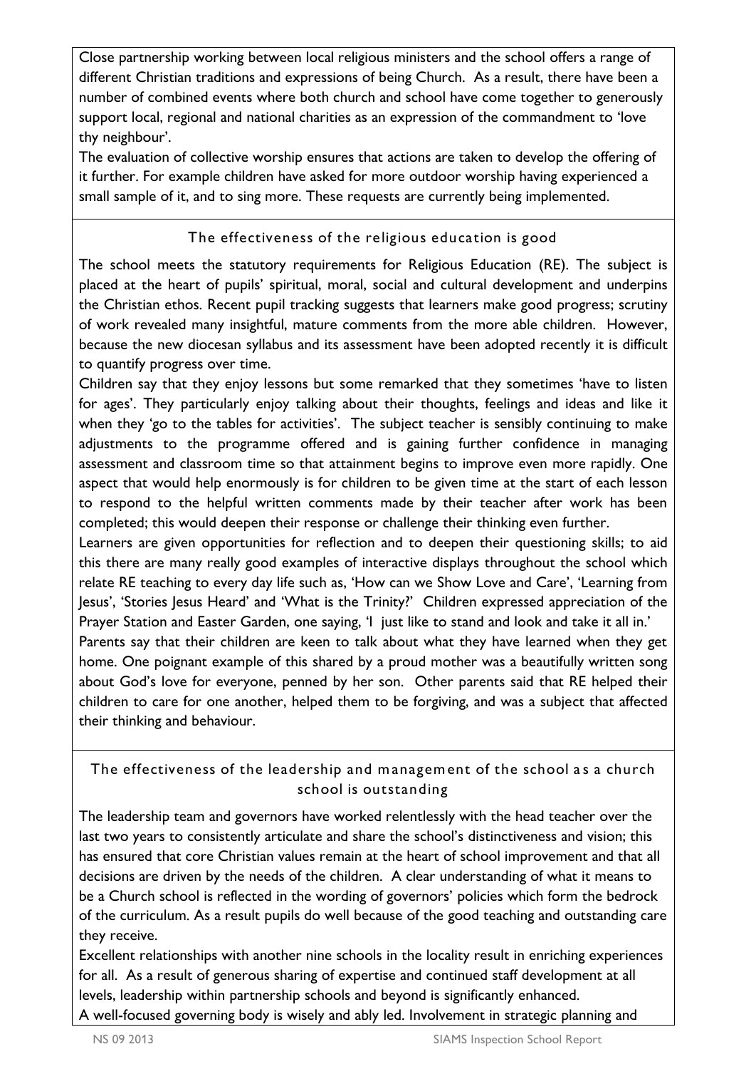Close partnership working between local religious ministers and the school offers a range of different Christian traditions and expressions of being Church. As a result, there have been a number of combined events where both church and school have come together to generously support local, regional and national charities as an expression of the commandment to 'love thy neighbour'.

The evaluation of collective worship ensures that actions are taken to develop the offering of it further. For example children have asked for more outdoor worship having experienced a small sample of it, and to sing more. These requests are currently being implemented.

## The effectiveness of the religious education is good

The school meets the statutory requirements for Religious Education (RE). The subject is placed at the heart of pupils' spiritual, moral, social and cultural development and underpins the Christian ethos. Recent pupil tracking suggests that learners make good progress; scrutiny of work revealed many insightful, mature comments from the more able children. However, because the new diocesan syllabus and its assessment have been adopted recently it is difficult to quantify progress over time.

Children say that they enjoy lessons but some remarked that they sometimes 'have to listen for ages'. They particularly enjoy talking about their thoughts, feelings and ideas and like it when they 'go to the tables for activities'. The subject teacher is sensibly continuing to make adjustments to the programme offered and is gaining further confidence in managing assessment and classroom time so that attainment begins to improve even more rapidly. One aspect that would help enormously is for children to be given time at the start of each lesson to respond to the helpful written comments made by their teacher after work has been completed; this would deepen their response or challenge their thinking even further.

Learners are given opportunities for reflection and to deepen their questioning skills; to aid this there are many really good examples of interactive displays throughout the school which relate RE teaching to every day life such as, 'How can we Show Love and Care', 'Learning from Jesus', 'Stories Jesus Heard' and 'What is the Trinity?' Children expressed appreciation of the Prayer Station and Easter Garden, one saying, 'I just like to stand and look and take it all in.'

Parents say that their children are keen to talk about what they have learned when they get home. One poignant example of this shared by a proud mother was a beautifully written song about God's love for everyone, penned by her son. Other parents said that RE helped their children to care for one another, helped them to be forgiving, and was a subject that affected their thinking and behaviour.

## The effectiveness of the leadership and management of the school as a church school is outstanding

The leadership team and governors have worked relentlessly with the head teacher over the last two years to consistently articulate and share the school's distinctiveness and vision; this has ensured that core Christian values remain at the heart of school improvement and that all decisions are driven by the needs of the children. A clear understanding of what it means to be a Church school is reflected in the wording of governors' policies which form the bedrock of the curriculum. As a result pupils do well because of the good teaching and outstanding care they receive.

Excellent relationships with another nine schools in the locality result in enriching experiences for all. As a result of generous sharing of expertise and continued staff development at all levels, leadership within partnership schools and beyond is significantly enhanced.

A well-focused governing body is wisely and ably led. Involvement in strategic planning and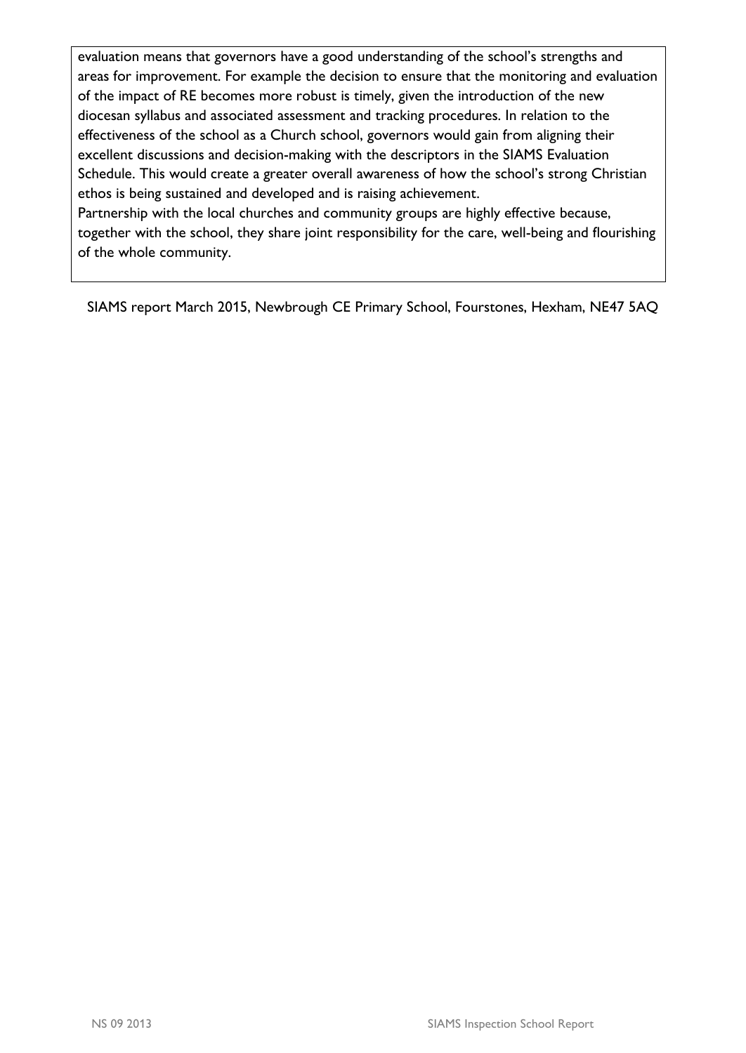evaluation means that governors have a good understanding of the school's strengths and areas for improvement. For example the decision to ensure that the monitoring and evaluation of the impact of RE becomes more robust is timely, given the introduction of the new diocesan syllabus and associated assessment and tracking procedures. In relation to the effectiveness of the school as a Church school, governors would gain from aligning their excellent discussions and decision-making with the descriptors in the SIAMS Evaluation Schedule. This would create a greater overall awareness of how the school's strong Christian ethos is being sustained and developed and is raising achievement.

Partnership with the local churches and community groups are highly effective because, together with the school, they share joint responsibility for the care, well-being and flourishing of the whole community.

SIAMS report March 2015, Newbrough CE Primary School, Fourstones, Hexham, NE47 5AQ